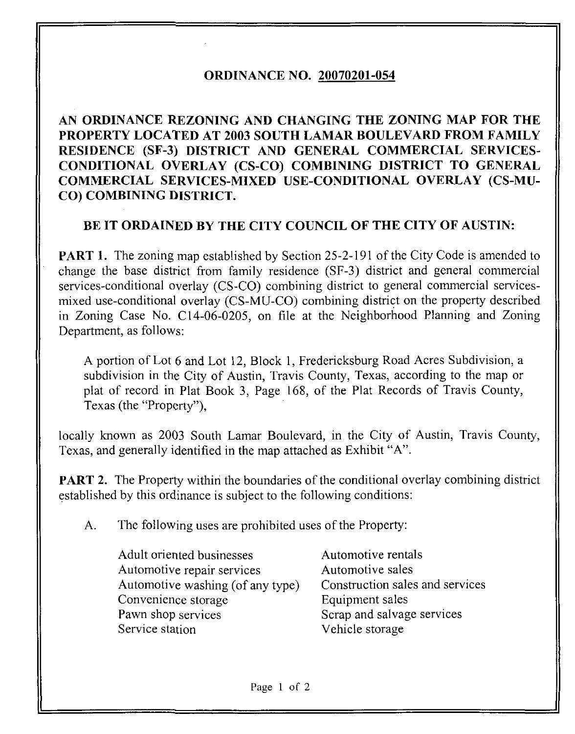# ORDINANCE NO. 20070201-054

## AN ORDINANCE REZONING AND CHANGING THE ZONING MAP FOR THE PROPERTY LOCATED AT 2003 SOUTH LAMAR BOULEVARD FROM FAMILY RESIDENCE (SF-3) DISTRICT AND GENERAL COMMERCIAL SERVICES-CONDITIONAL OVERLAY (CS-CO) COMBINING DISTRICT TO GENERAL COMMERCIAL SERVICES-MIXED USE-CONDITIONAL OVERLAY (CS-MU-CO) COMBINING DISTRICT.

## BE IT ORDAINED BY THE CITY COUNCIL OF THE CITY OF AUSTIN:

**PART 1.** The zoning map established by Section 25-2-191 of the City Code is amended to change the base district from family residence (SF-3) district and general commercial services-conditional overlay (CS-CO) combining district to general commercial services-mixed use-conditional overlay (CS-MU-CO) combining district on the property described in Zoning Case No. C14-06-0205, on file at the Neighborhood Planning and Zoning Department, as follows:

> A portion of Lot 6 and Lot 12, Block 1, Fredericksburg Road Acres Subdivision, a subdivision in the City of Austin, Travis County, Texas, according to the map or plat of record in Plat Book 3, Page 168, of the Plat Records of Travis County, Texas (the "Property"),

locally known as 2003 South Lamar Boulevard, in the City of Austin, Travis County, Texas, and generally identified in the map attached as Exhibit "A".

**PART 2.** The Property within the boundaries of the conditional overlay combining district established by this ordinance is subject to the following conditions:

A. The following uses are prohibited uses of the Property:

- Adult oriented businesses
- Automotive rentals
- Automotive repair services
- Automotive sales
- Automotive washing (of any type)
- Construction sales and services
- Convenience storage
- Equipment sales
- Pawn shop services
- Scrap and salvage services
- Service station
- Vehicle storage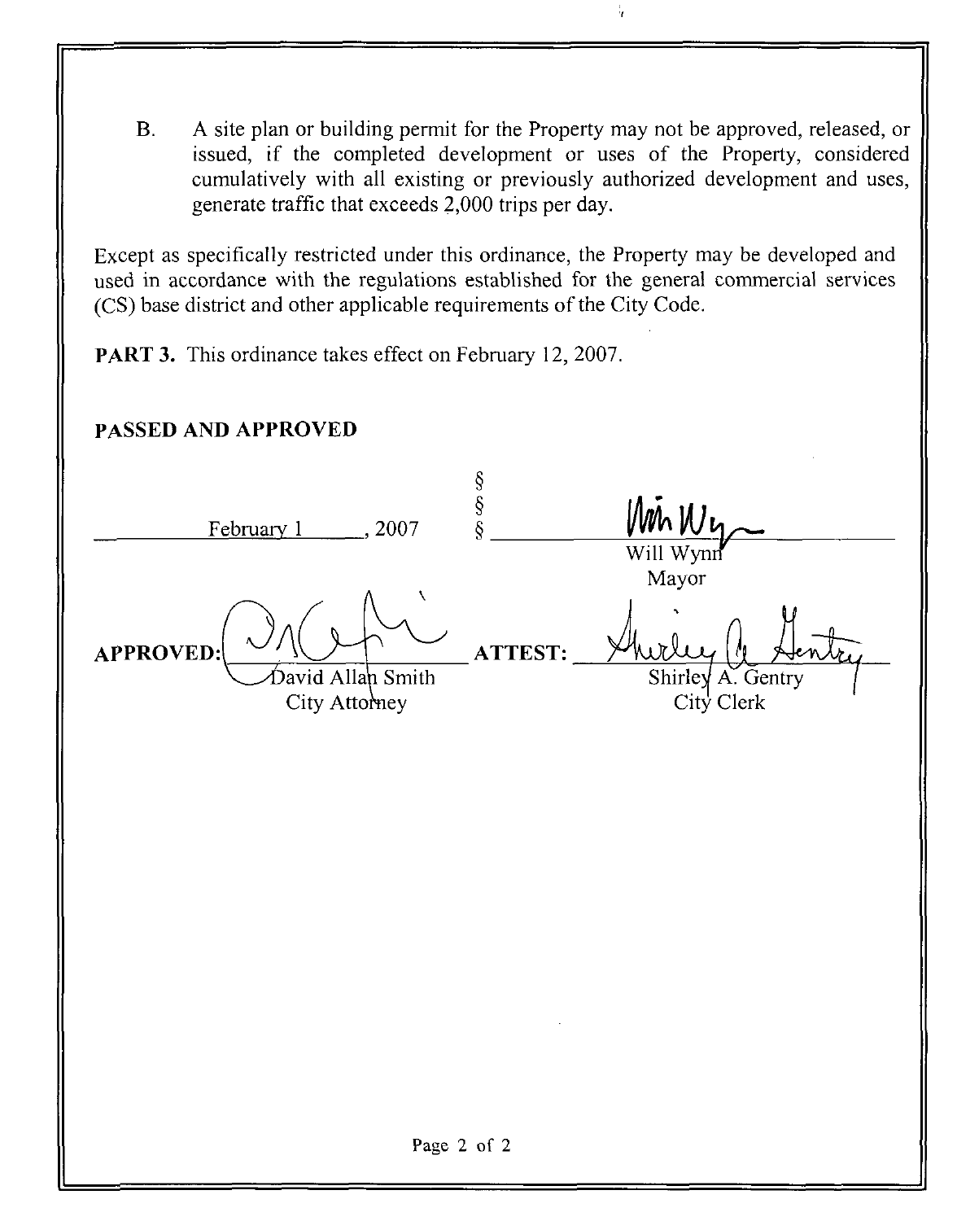B. A site plan or building permit for the Property may not be approved, released, or issued, if the completed development or uses of the Property, considered cumulatively with all existing or previously authorized development and uses, generate traffic that exceeds 2,000 trips per day.

Except as specifically restricted under this ordinance, the Property may be developed and used in accordance with the regulations established for the general commercial services (CS) base district and other applicable requirements of the City Code.

**PART 3.** This ordinance takes effect on February 12, 2007.

**PASSED AND APPROVED**

February 1, 2007 § § §

Will Wynn
Mayor

**APPROVED:** David Allan Smith
City Attorney

**ATTEST:** Shirley A. Gentry
City Clerk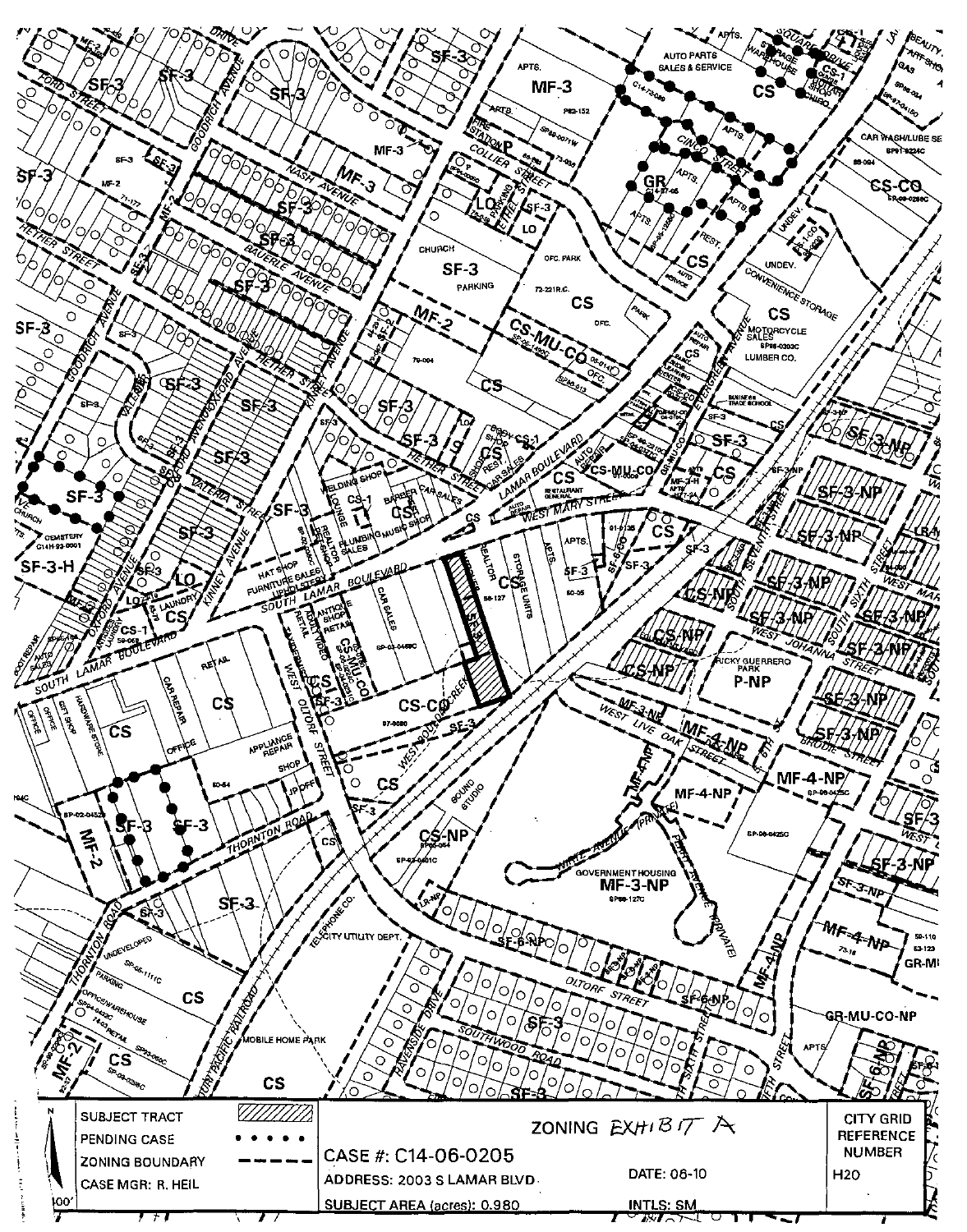ZONING EXHIBIT A

| | |
|---|---|
| SUBJECT TRACT | |
| PENDING CASE | • • • • • |
| ZONING BOUNDARY | – – – – |
| CASE MGR: R. HEIL | |

CASE #: C14-06-0205

ADDRESS: 2003 S LAMAR BLVD

SUBJECT AREA (acres): 0.980

DATE: 06-10

INTLS: SM

CITY GRID REFERENCE NUMBER

H20